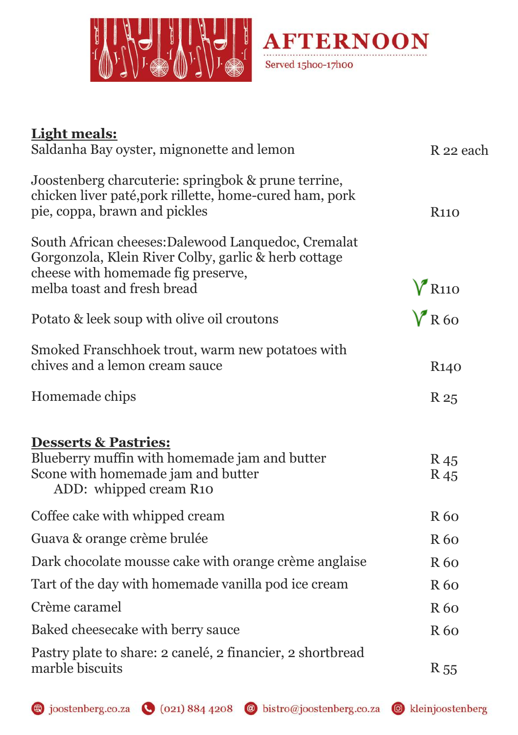# AFTERNOON

Served 15h00-17h00

**Light meals:**

| | |
|---|---|
| Saldanha Bay oyster, mignonette and lemon | R 22 each |
| Joostenberg charcuterie: springbok & prune terrine, chicken liver paté,pork rillette, home-cured ham, pork pie, coppa, brawn and pickles | R110 |
| South African cheeses:Dalewood Lanquedoc, Cremalat Gorgonzola, Klein River Colby, garlic & herb cottage cheese with homemade fig preserve, melba toast and fresh bread | V R110 |
| Potato & leek soup with olive oil croutons | V R 60 |
| Smoked Franschhoek trout, warm new potatoes with chives and a lemon cream sauce | R140 |
| Homemade chips | R 25 |

**Desserts & Pastries:**

| | |
|---|---|
| Blueberry muffin with homemade jam and butter | R 45 |
| Scone with homemade jam and butter | R 45 |
| ADD: whipped cream R10 | |
| Coffee cake with whipped cream | R 60 |
| Guava & orange crème brulée | R 60 |
| Dark chocolate mousse cake with orange crème anglaise | R 60 |
| Tart of the day with homemade vanilla pod ice cream | R 60 |
| Crème caramel | R 60 |
| Baked cheesecake with berry sauce | R 60 |
| Pastry plate to share: 2 canelé, 2 financier, 2 shortbread marble biscuits | R 55 |

joostenberg.co.za | (021) 884 4208 | bistro@joostenberg.co.za | kleinjoostenberg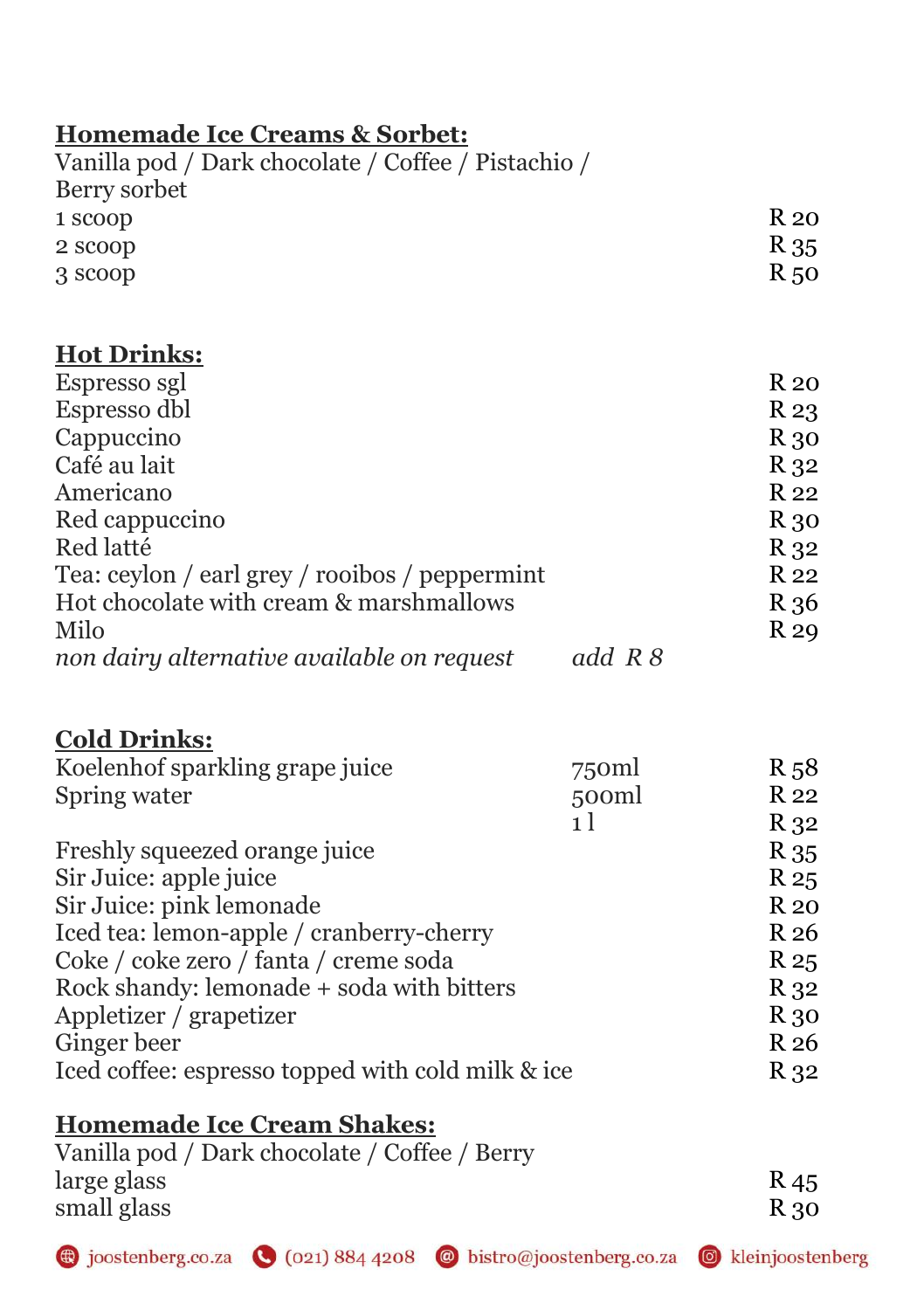**Homemade Ice Creams & Sorbet:**

Vanilla pod / Dark chocolate / Coffee / Pistachio / Berry sorbet

| | |
|---|---|
| 1 scoop | R 20 |
| 2 scoop | R 35 |
| 3 scoop | R 50 |

**Hot Drinks:**

| | | |
|---|---|---|
| Espresso sgl | | R 20 |
| Espresso dbl | | R 23 |
| Cappuccino | | R 30 |
| Café au lait | | R 32 |
| Americano | | R 22 |
| Red cappuccino | | R 30 |
| Red latté | | R 32 |
| Tea: ceylon / earl grey / rooibos / peppermint | | R 22 |
| Hot chocolate with cream & marshmallows | | R 36 |
| Milo | | R 29 |
| *non dairy alternative available on request* | *add R 8* | |

**Cold Drinks:**

| | | |
|---|---|---|
| Koelenhof sparkling grape juice | 750ml | R 58 |
| Spring water | 500ml | R 22 |
| | 1 l | R 32 |
| Freshly squeezed orange juice | | R 35 |
| Sir Juice: apple juice | | R 25 |
| Sir Juice: pink lemonade | | R 20 |
| Iced tea: lemon-apple / cranberry-cherry | | R 26 |
| Coke / coke zero / fanta / creme soda | | R 25 |
| Rock shandy: lemonade + soda with bitters | | R 32 |
| Appletizer / grapetizer | | R 30 |
| Ginger beer | | R 26 |
| Iced coffee: espresso topped with cold milk & ice | | R 32 |

**Homemade Ice Cream Shakes:**

Vanilla pod / Dark chocolate / Coffee / Berry

| | |
|---|---|
| large glass | R 45 |
| small glass | R 30 |

joostenberg.co.za (021) 884 4208 bistro@joostenberg.co.za kleinjoostenberg